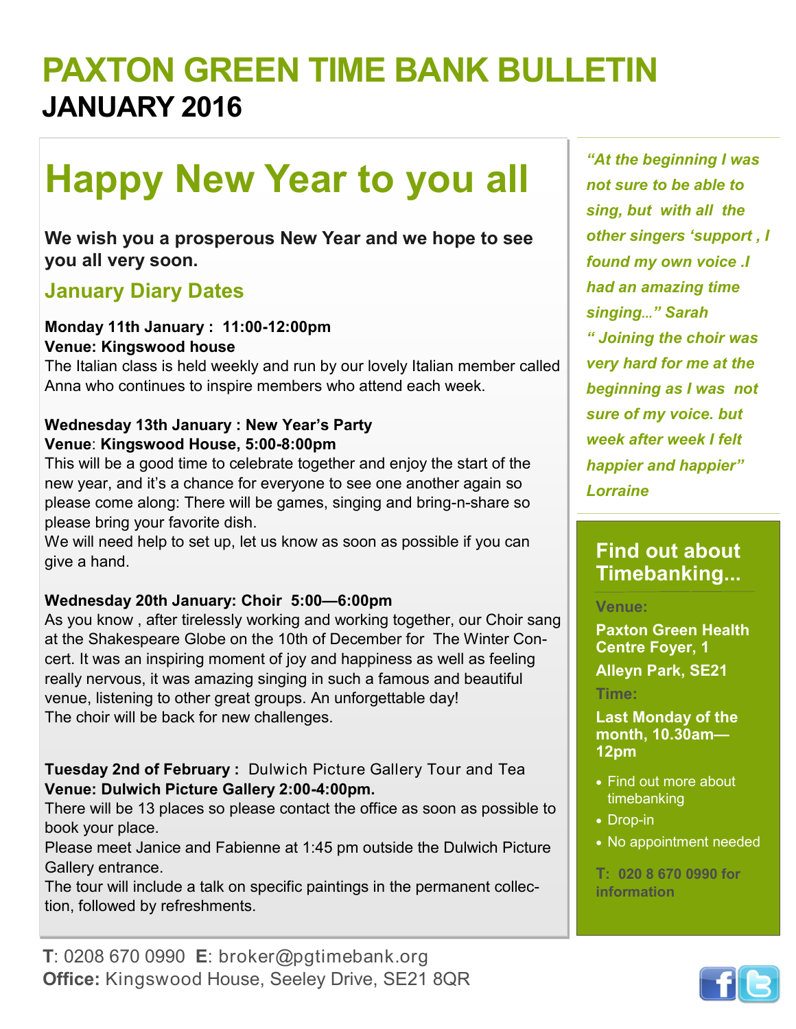# PAXTON GREEN TIME BANK BULLETIN

## JANUARY 2016

# Happy New Year to you all

**We wish you a prosperous New Year and we hope to see you all very soon.**

### January Diary Dates

**Monday 11th January : 11:00-12:00pm**
**Venue: Kingswood house**
The Italian class is held weekly and run by our lovely Italian member called Anna who continues to inspire members who attend each week.

**Wednesday 13th January : New Year's Party**
**Venue**: **Kingswood House, 5:00-8:00pm**
This will be a good time to celebrate together and enjoy the start of the new year, and it's a chance for everyone to see one another again so please come along: There will be games, singing and bring-n-share so please bring your favorite dish.
We will need help to set up, let us know as soon as possible if you can give a hand.

**Wednesday 20th January: Choir 5:00—6:00pm**
As you know , after tirelessly working and working together, our Choir sang at the Shakespeare Globe on the 10th of December for The Winter Concert. It was an inspiring moment of joy and happiness as well as feeling really nervous, it was amazing singing in such a famous and beautiful venue, listening to other great groups. An unforgettable day!
The choir will be back for new challenges.

**Tuesday 2nd of February :** Dulwich Picture Gallery Tour and Tea
**Venue: Dulwich Picture Gallery 2:00-4:00pm.**
There will be 13 places so please contact the office as soon as possible to book your place.
Please meet Janice and Fabienne at 1:45 pm outside the Dulwich Picture Gallery entrance.
The tour will include a talk on specific paintings in the permanent collection, followed by refreshments.

*"At the beginning I was not sure to be able to sing, but with all the other singers 'support , I found my own voice .I had an amazing time singing..." Sarah*

*" Joining the choir was very hard for me at the beginning as I was not sure of my voice. but week after week I felt happier and happier" Lorraine*

## Find out about Timebanking...

**Venue:**

**Paxton Green Health Centre Foyer, 1 Alleyn Park, SE21**

**Time:**

**Last Monday of the month, 10.30am—12pm**

- Find out more about timebanking
- Drop-in
- No appointment needed

**T: 020 8 670 0990 for information**

**T**: 0208 670 0990 **E**: broker@pgtimebank.org
**Office:** Kingswood House, Seeley Drive, SE21 8QR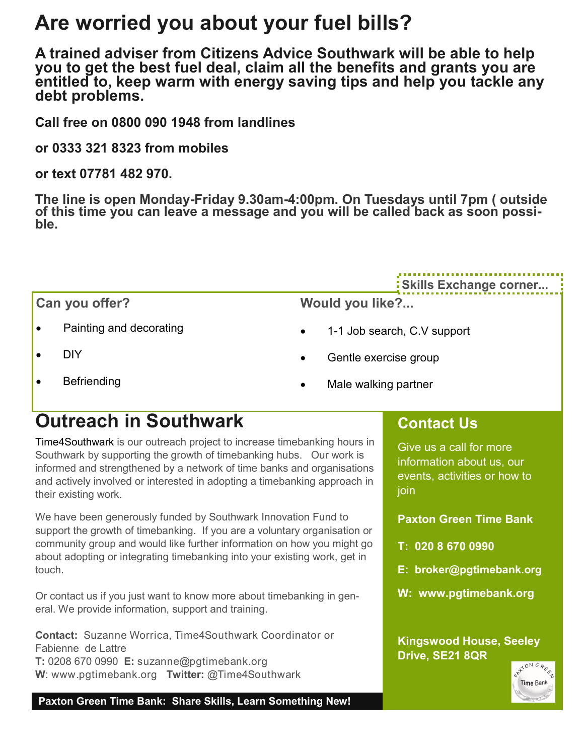# Are worried you about your fuel bills?

**A trained adviser from Citizens Advice Southwark will be able to help you to get the best fuel deal, claim all the benefits and grants you are entitled to, keep warm with energy saving tips and help you tackle any debt problems.**

**Call free on 0800 090 1948 from landlines**

**or 0333 321 8323 from mobiles**

**or text 07781 482 970.**

**The line is open Monday-Friday 9.30am-4:00pm. On Tuesdays until 7pm ( outside of this time you can leave a message and you will be called back as soon possible.**

**Skills Exchange corner...**

**Can you offer?**

- Painting and decorating
- DIY
- Befriending

**Would you like?...**

- 1-1 Job search, C.V support
- Gentle exercise group
- Male walking partner

## Outreach in Southwark

Time4Southwark is our outreach project to increase timebanking hours in Southwark by supporting the growth of timebanking hubs. Our work is informed and strengthened by a network of time banks and organisations and actively involved or interested in adopting a timebanking approach in their existing work.

We have been generously funded by Southwark Innovation Fund to support the growth of timebanking. If you are a voluntary organisation or community group and would like further information on how you might go about adopting or integrating timebanking into your existing work, get in touch.

Or contact us if you just want to know more about timebanking in general. We provide information, support and training.

**Contact:** Suzanne Worrica, Time4Southwark Coordinator or Fabienne de Lattre
**T:** 0208 670 0990 **E:** suzanne@pgtimebank.org
**W**: www.pgtimebank.org **Twitter:** @Time4Southwark

**Paxton Green Time Bank: Share Skills, Learn Something New!**

## Contact Us

Give us a call for more information about us, our events, activities or how to join

**Paxton Green Time Bank**

**T: 020 8 670 0990**

**E: broker@pgtimebank.org**

**W: www.pgtimebank.org**

**Kingswood House, Seeley Drive, SE21 8QR**